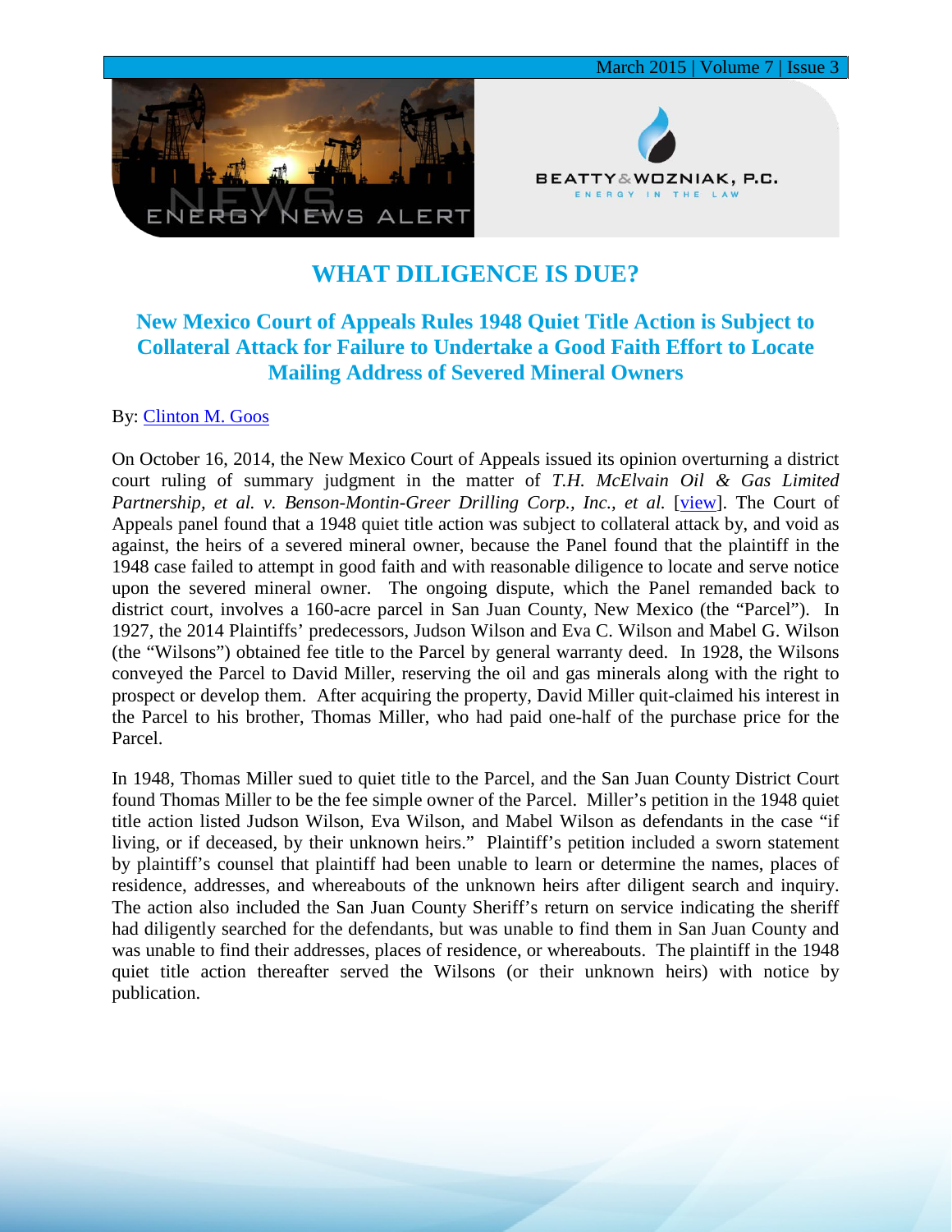# WHAT DILIGENCE IS DUE?

## New Mexico Court of Appeals Rules 1948 Quiet Title Action is Subject to Collateral Attack for Failure to Undertake a Good Faith Effort to Locate Mailing Address of Severed Mineral Owners

By: [Clinton M. Goos]

On October 16, 2014, the New Mexico Court of Appeals issued its opinion overturning a district court ruling of summary judgment in the matter of *T.H. McElvain Oil & Gas Limited Partnership, et al. v. Benson-Montin-Greer Drilling Corp., Inc., et al.* [[view]]. The Court of Appeals panel found that a 1948 quiet title action was subject to collateral attack by, and void as against, the heirs of a severed mineral owner, because the Panel found that the plaintiff in the 1948 case failed to attempt in good faith and with reasonable diligence to locate and serve notice upon the severed mineral owner. The ongoing dispute, which the Panel remanded back to district court, involves a 160-acre parcel in San Juan County, New Mexico (the "Parcel"). In 1927, the 2014 Plaintiffs' predecessors, Judson Wilson and Eva C. Wilson and Mabel G. Wilson (the "Wilsons") obtained fee title to the Parcel by general warranty deed. In 1928, the Wilsons conveyed the Parcel to David Miller, reserving the oil and gas minerals along with the right to prospect or develop them. After acquiring the property, David Miller quit-claimed his interest in the Parcel to his brother, Thomas Miller, who had paid one-half of the purchase price for the Parcel.

In 1948, Thomas Miller sued to quiet title to the Parcel, and the San Juan County District Court found Thomas Miller to be the fee simple owner of the Parcel. Miller's petition in the 1948 quiet title action listed Judson Wilson, Eva Wilson, and Mabel Wilson as defendants in the case "if living, or if deceased, by their unknown heirs." Plaintiff's petition included a sworn statement by plaintiff's counsel that plaintiff had been unable to learn or determine the names, places of residence, addresses, and whereabouts of the unknown heirs after diligent search and inquiry. The action also included the San Juan County Sheriff's return on service indicating the sheriff had diligently searched for the defendants, but was unable to find them in San Juan County and was unable to find their addresses, places of residence, or whereabouts. The plaintiff in the 1948 quiet title action thereafter served the Wilsons (or their unknown heirs) with notice by publication.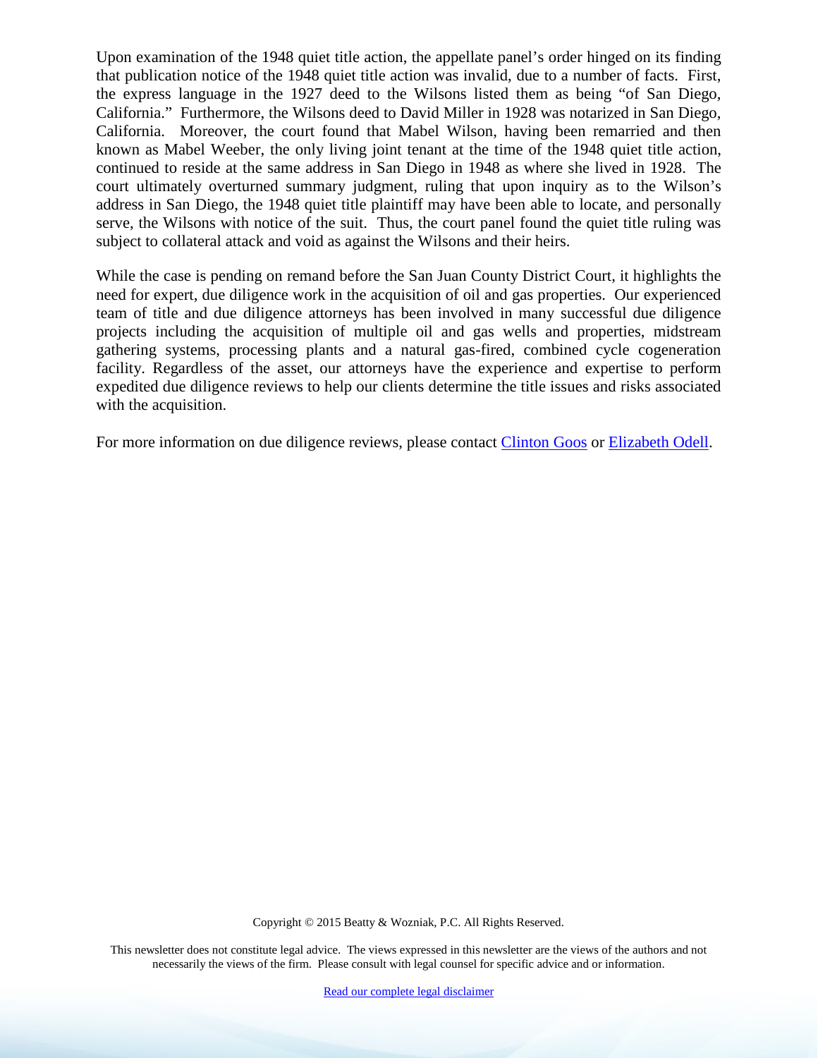Upon examination of the 1948 quiet title action, the appellate panel's order hinged on its finding that publication notice of the 1948 quiet title action was invalid, due to a number of facts. First, the express language in the 1927 deed to the Wilsons listed them as being "of San Diego, California." Furthermore, the Wilsons deed to David Miller in 1928 was notarized in San Diego, California. Moreover, the court found that Mabel Wilson, having been remarried and then known as Mabel Weeber, the only living joint tenant at the time of the 1948 quiet title action, continued to reside at the same address in San Diego in 1948 as where she lived in 1928. The court ultimately overturned summary judgment, ruling that upon inquiry as to the Wilson's address in San Diego, the 1948 quiet title plaintiff may have been able to locate, and personally serve, the Wilsons with notice of the suit. Thus, the court panel found the quiet title ruling was subject to collateral attack and void as against the Wilsons and their heirs.

While the case is pending on remand before the San Juan County District Court, it highlights the need for expert, due diligence work in the acquisition of oil and gas properties. Our experienced team of title and due diligence attorneys has been involved in many successful due diligence projects including the acquisition of multiple oil and gas wells and properties, midstream gathering systems, processing plants and a natural gas-fired, combined cycle cogeneration facility. Regardless of the asset, our attorneys have the experience and expertise to perform expedited due diligence reviews to help our clients determine the title issues and risks associated with the acquisition.

For more information on due diligence reviews, please contact Clinton Goos or Elizabeth Odell.

Copyright © 2015 Beatty & Wozniak, P.C. All Rights Reserved.

This newsletter does not constitute legal advice. The views expressed in this newsletter are the views of the authors and not necessarily the views of the firm. Please consult with legal counsel for specific advice and or information.

Read our complete legal disclaimer